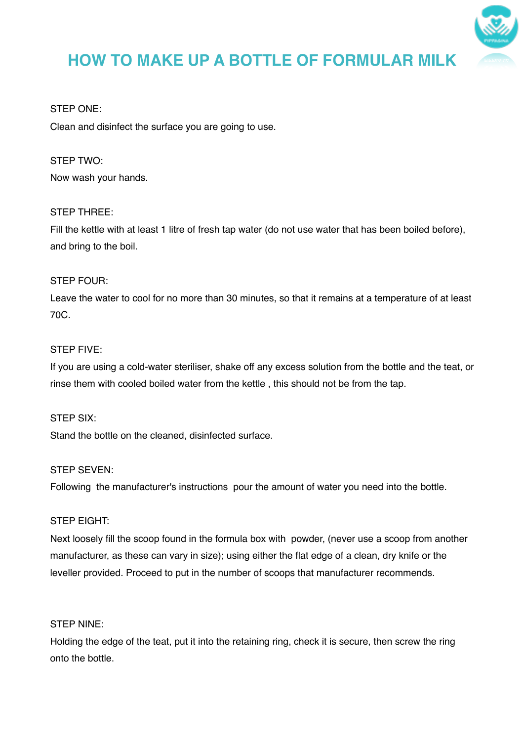# HOW TO MAKE UP A BOTTLE OF FORMULAR MILK

STEP ONE:

Clean and disinfect the surface you are going to use.

STEP TWO:

Now wash your hands.

STEP THREE:

Fill the kettle with at least 1 litre of fresh tap water (do not use water that has been boiled before), and bring to the boil.

STEP FOUR:

Leave the water to cool for no more than 30 minutes, so that it remains at a temperature of at least 70C.

STEP FIVE:

If you are using a cold-water steriliser, shake off any excess solution from the bottle and the teat, or rinse them with cooled boiled water from the kettle , this should not be from the tap.

STEP SIX:

Stand the bottle on the cleaned, disinfected surface.

STEP SEVEN:

Following  the manufacturer's instructions  pour the amount of water you need into the bottle.

STEP EIGHT:

Next loosely fill the scoop found in the formula box with  powder, (never use a scoop from another manufacturer, as these can vary in size); using either the flat edge of a clean, dry knife or the leveller provided. Proceed to put in the number of scoops that manufacturer recommends.

STEP NINE:

Holding the edge of the teat, put it into the retaining ring, check it is secure, then screw the ring onto the bottle.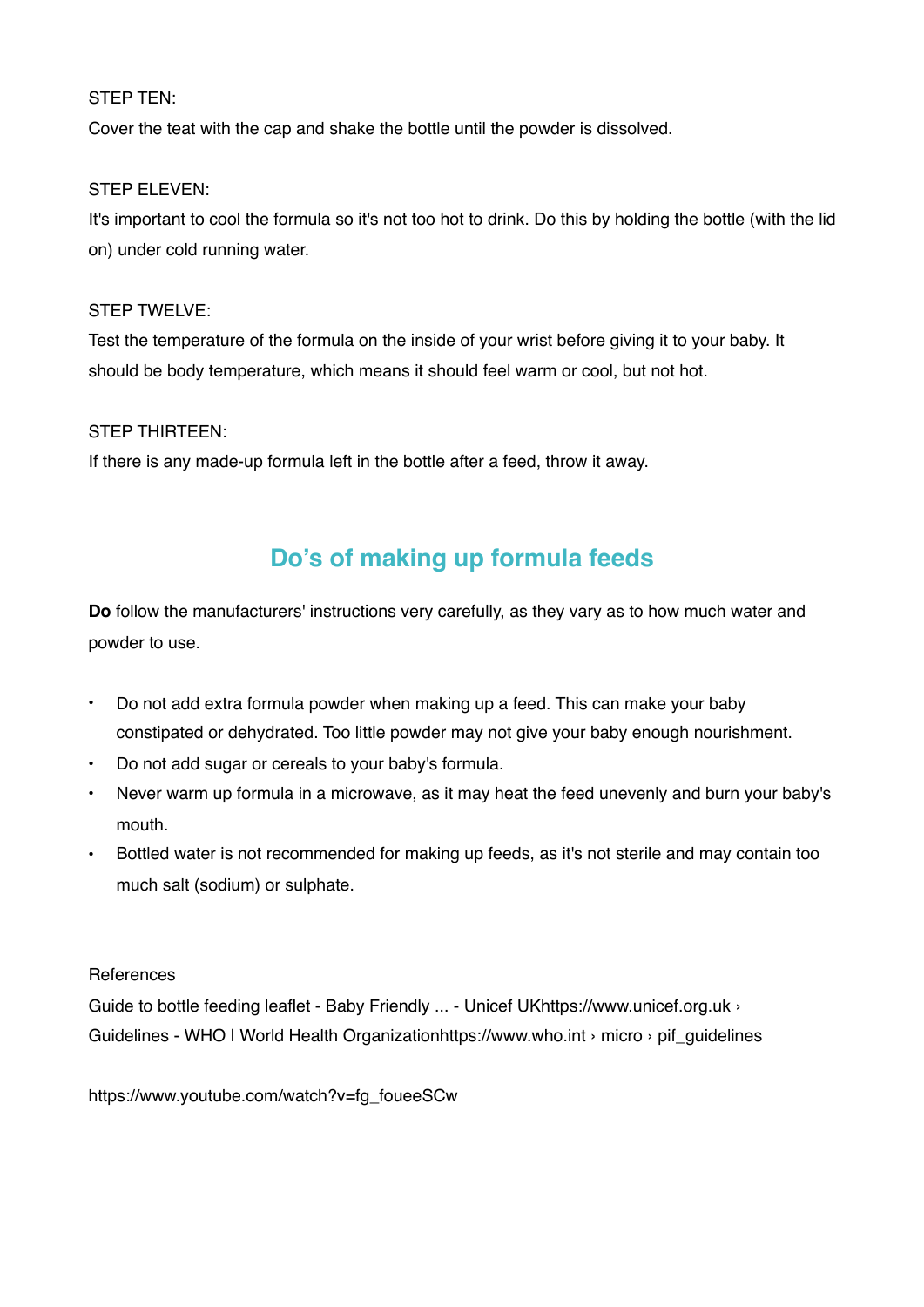STEP TEN:

Cover the teat with the cap and shake the bottle until the powder is dissolved.

STEP ELEVEN:

It's important to cool the formula so it's not too hot to drink. Do this by holding the bottle (with the lid on) under cold running water.

STEP TWELVE:

Test the temperature of the formula on the inside of your wrist before giving it to your baby. It should be body temperature, which means it should feel warm or cool, but not hot.

STEP THIRTEEN:

If there is any made-up formula left in the bottle after a feed, throw it away.

## Do's of making up formula feeds

**Do** follow the manufacturers' instructions very carefully, as they vary as to how much water and powder to use.

- Do not add extra formula powder when making up a feed. This can make your baby constipated or dehydrated. Too little powder may not give your baby enough nourishment.
- Do not add sugar or cereals to your baby's formula.
- Never warm up formula in a microwave, as it may heat the feed unevenly and burn your baby's mouth.
- Bottled water is not recommended for making up feeds, as it's not sterile and may contain too much salt (sodium) or sulphate.

References

Guide to bottle feeding leaflet - Baby Friendly ... - Unicef UKhttps://www.unicef.org.uk ›
Guidelines - WHO | World Health Organizationhttps://www.who.int › micro › pif_guidelines

https://www.youtube.com/watch?v=fg_foueeSCw